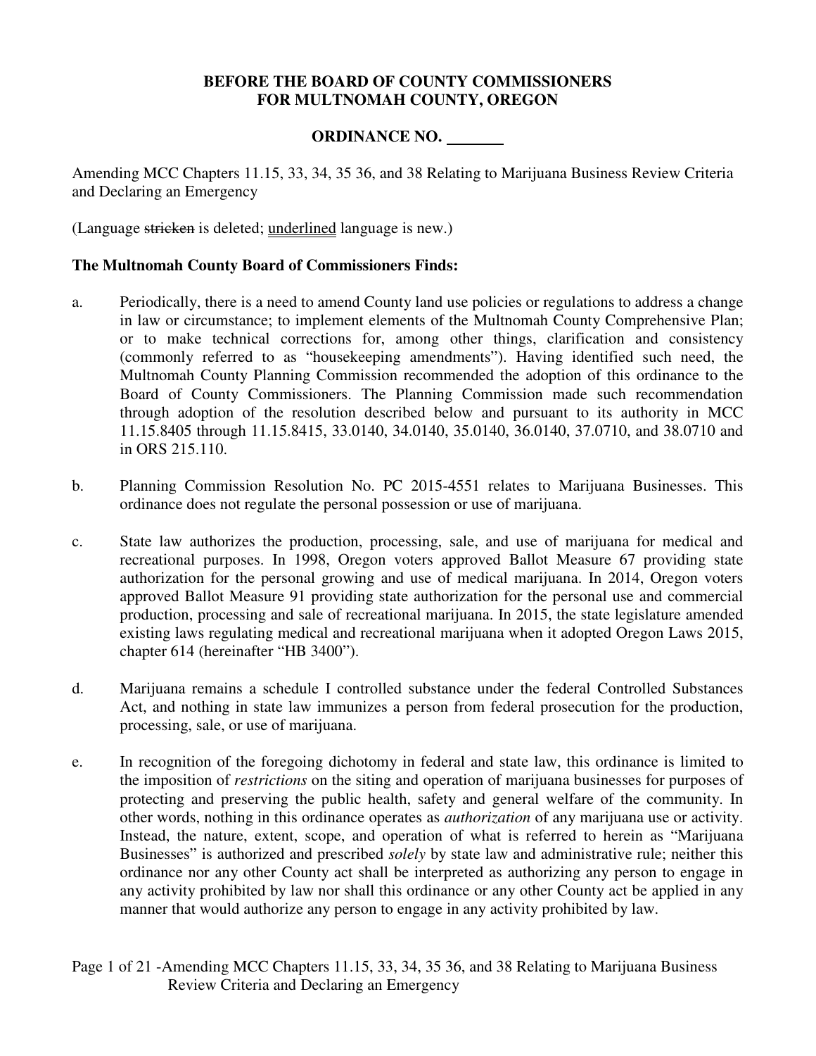**BEFORE THE BOARD OF COUNTY COMMISSIONERS**
**FOR MULTNOMAH COUNTY, OREGON**

**ORDINANCE NO. \_\_\_\_\_\_\_**

Amending MCC Chapters 11.15, 33, 34, 35 36, and 38 Relating to Marijuana Business Review Criteria and Declaring an Emergency

(Language ~~stricken~~ is deleted; <u>underlined</u> language is new.)

**The Multnomah County Board of Commissioners Finds:**

a. Periodically, there is a need to amend County land use policies or regulations to address a change in law or circumstance; to implement elements of the Multnomah County Comprehensive Plan; or to make technical corrections for, among other things, clarification and consistency (commonly referred to as "housekeeping amendments"). Having identified such need, the Multnomah County Planning Commission recommended the adoption of this ordinance to the Board of County Commissioners. The Planning Commission made such recommendation through adoption of the resolution described below and pursuant to its authority in MCC 11.15.8405 through 11.15.8415, 33.0140, 34.0140, 35.0140, 36.0140, 37.0710, and 38.0710 and in ORS 215.110.

b. Planning Commission Resolution No. PC 2015-4551 relates to Marijuana Businesses. This ordinance does not regulate the personal possession or use of marijuana.

c. State law authorizes the production, processing, sale, and use of marijuana for medical and recreational purposes. In 1998, Oregon voters approved Ballot Measure 67 providing state authorization for the personal growing and use of medical marijuana. In 2014, Oregon voters approved Ballot Measure 91 providing state authorization for the personal use and commercial production, processing and sale of recreational marijuana. In 2015, the state legislature amended existing laws regulating medical and recreational marijuana when it adopted Oregon Laws 2015, chapter 614 (hereinafter "HB 3400").

d. Marijuana remains a schedule I controlled substance under the federal Controlled Substances Act, and nothing in state law immunizes a person from federal prosecution for the production, processing, sale, or use of marijuana.

e. In recognition of the foregoing dichotomy in federal and state law, this ordinance is limited to the imposition of *restrictions* on the siting and operation of marijuana businesses for purposes of protecting and preserving the public health, safety and general welfare of the community. In other words, nothing in this ordinance operates as *authorization* of any marijuana use or activity. Instead, the nature, extent, scope, and operation of what is referred to herein as "Marijuana Businesses" is authorized and prescribed *solely* by state law and administrative rule; neither this ordinance nor any other County act shall be interpreted as authorizing any person to engage in any activity prohibited by law nor shall this ordinance or any other County act be applied in any manner that would authorize any person to engage in any activity prohibited by law.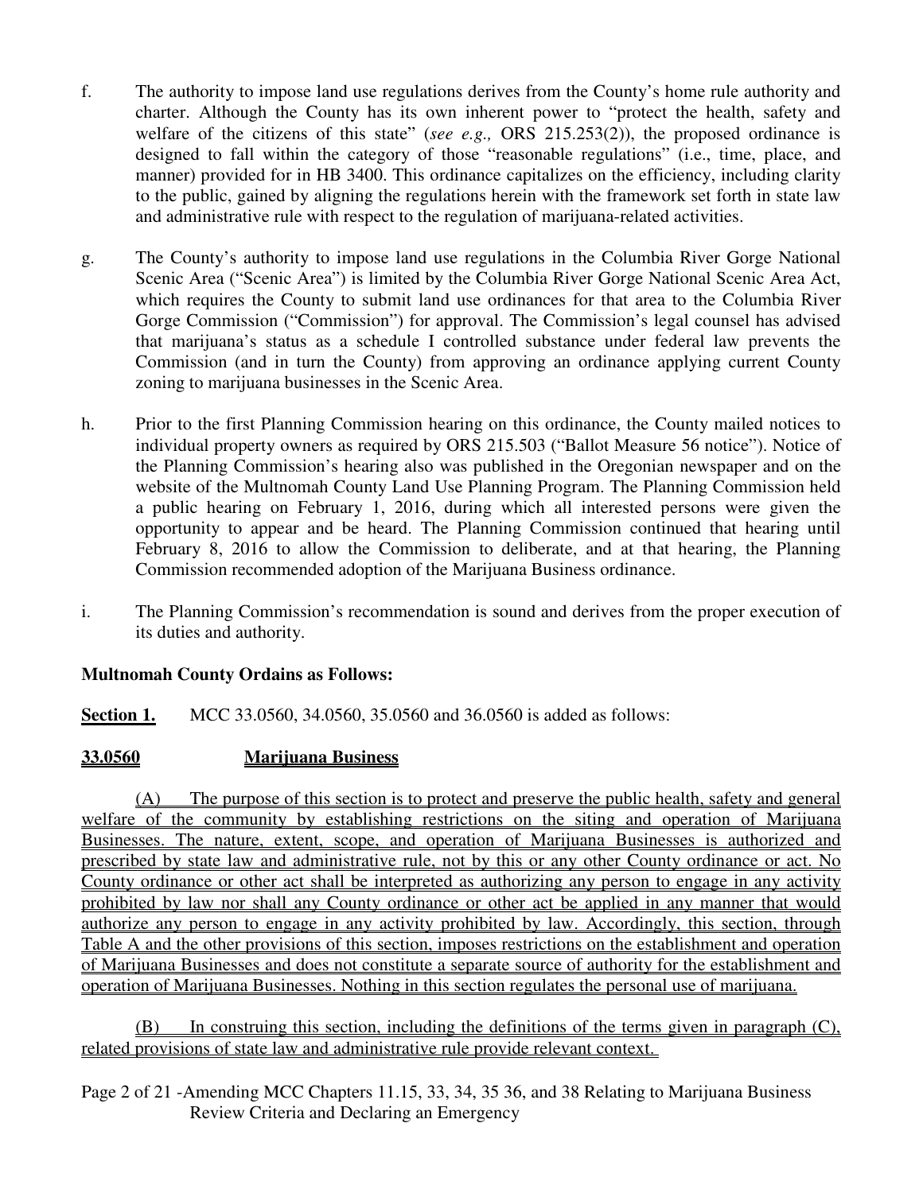f. The authority to impose land use regulations derives from the County's home rule authority and charter. Although the County has its own inherent power to "protect the health, safety and welfare of the citizens of this state" (*see e.g.,* ORS 215.253(2)), the proposed ordinance is designed to fall within the category of those "reasonable regulations" (i.e., time, place, and manner) provided for in HB 3400. This ordinance capitalizes on the efficiency, including clarity to the public, gained by aligning the regulations herein with the framework set forth in state law and administrative rule with respect to the regulation of marijuana-related activities.

g. The County's authority to impose land use regulations in the Columbia River Gorge National Scenic Area ("Scenic Area") is limited by the Columbia River Gorge National Scenic Area Act, which requires the County to submit land use ordinances for that area to the Columbia River Gorge Commission ("Commission") for approval. The Commission's legal counsel has advised that marijuana's status as a schedule I controlled substance under federal law prevents the Commission (and in turn the County) from approving an ordinance applying current County zoning to marijuana businesses in the Scenic Area.

h. Prior to the first Planning Commission hearing on this ordinance, the County mailed notices to individual property owners as required by ORS 215.503 ("Ballot Measure 56 notice"). Notice of the Planning Commission's hearing also was published in the Oregonian newspaper and on the website of the Multnomah County Land Use Planning Program. The Planning Commission held a public hearing on February 1, 2016, during which all interested persons were given the opportunity to appear and be heard. The Planning Commission continued that hearing until February 8, 2016 to allow the Commission to deliberate, and at that hearing, the Planning Commission recommended adoption of the Marijuana Business ordinance.

i. The Planning Commission's recommendation is sound and derives from the proper execution of its duties and authority.

**Multnomah County Ordains as Follows:**

**Section 1.** MCC 33.0560, 34.0560, 35.0560 and 36.0560 is added as follows:

**33.0560 Marijuana Business**

(A) The purpose of this section is to protect and preserve the public health, safety and general welfare of the community by establishing restrictions on the siting and operation of Marijuana Businesses. The nature, extent, scope, and operation of Marijuana Businesses is authorized and prescribed by state law and administrative rule, not by this or any other County ordinance or act. No County ordinance or other act shall be interpreted as authorizing any person to engage in any activity prohibited by law nor shall any County ordinance or other act be applied in any manner that would authorize any person to engage in any activity prohibited by law. Accordingly, this section, through Table A and the other provisions of this section, imposes restrictions on the establishment and operation of Marijuana Businesses and does not constitute a separate source of authority for the establishment and operation of Marijuana Businesses. Nothing in this section regulates the personal use of marijuana.

(B) In construing this section, including the definitions of the terms given in paragraph (C), related provisions of state law and administrative rule provide relevant context.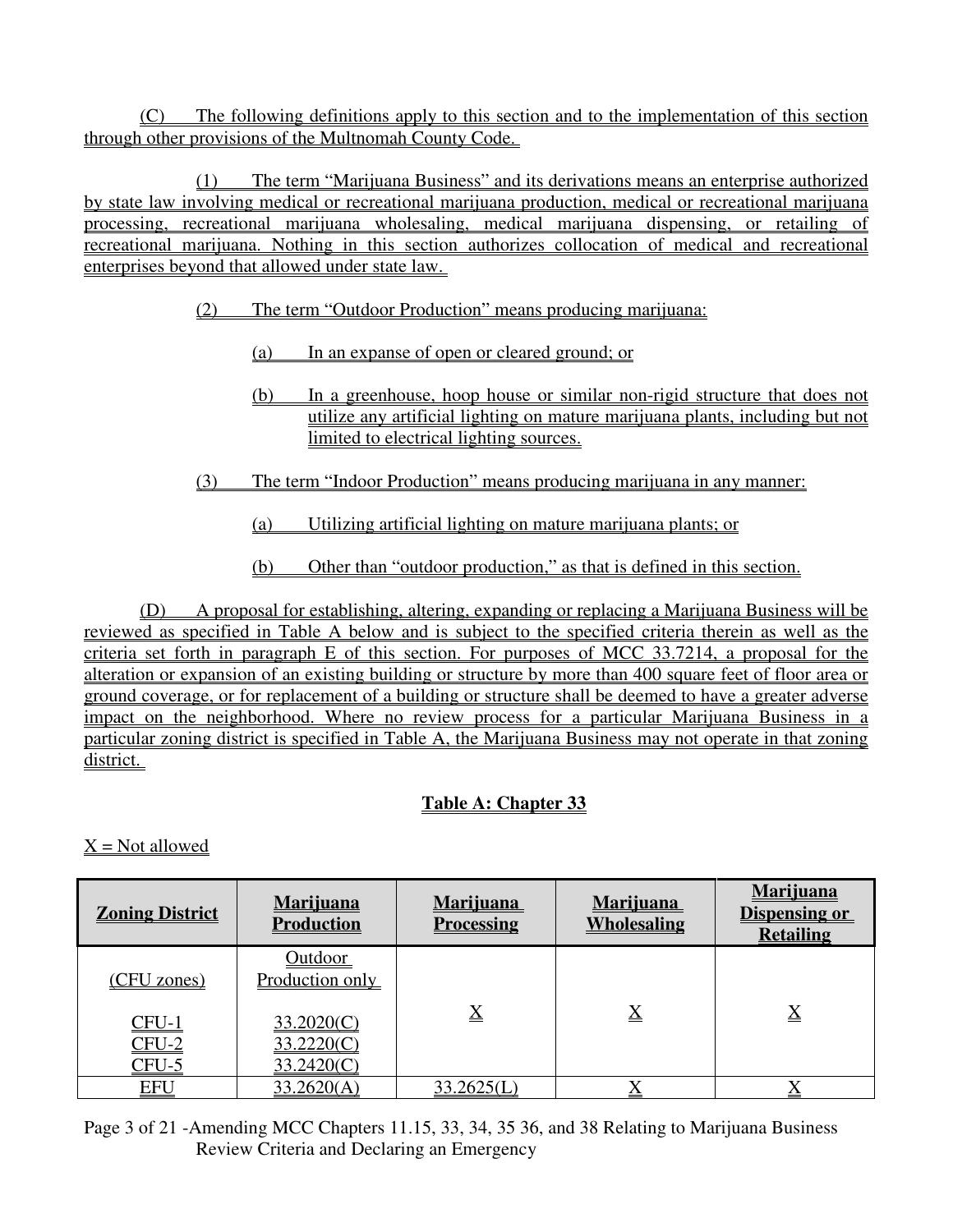(C) The following definitions apply to this section and to the implementation of this section through other provisions of the Multnomah County Code.

(1) The term "Marijuana Business" and its derivations means an enterprise authorized by state law involving medical or recreational marijuana production, medical or recreational marijuana processing, recreational marijuana wholesaling, medical marijuana dispensing, or retailing of recreational marijuana. Nothing in this section authorizes collocation of medical and recreational enterprises beyond that allowed under state law.

(2) The term "Outdoor Production" means producing marijuana:

(a) In an expanse of open or cleared ground; or

(b) In a greenhouse, hoop house or similar non-rigid structure that does not utilize any artificial lighting on mature marijuana plants, including but not limited to electrical lighting sources.

(3) The term "Indoor Production" means producing marijuana in any manner:

(a) Utilizing artificial lighting on mature marijuana plants; or

(b) Other than "outdoor production," as that is defined in this section.

(D) A proposal for establishing, altering, expanding or replacing a Marijuana Business will be reviewed as specified in Table A below and is subject to the specified criteria therein as well as the criteria set forth in paragraph E of this section. For purposes of MCC 33.7214, a proposal for the alteration or expansion of an existing building or structure by more than 400 square feet of floor area or ground coverage, or for replacement of a building or structure shall be deemed to have a greater adverse impact on the neighborhood. Where no review process for a particular Marijuana Business in a particular zoning district is specified in Table A, the Marijuana Business may not operate in that zoning district.

**Table A: Chapter 33**

X = Not allowed

| Zoning District | Marijuana Production | Marijuana Processing | Marijuana Wholesaling | Marijuana Dispensing or Retailing |
|---|---|---|---|---|
| (CFU zones)<br><br>CFU-1<br>CFU-2<br>CFU-5 | Outdoor Production only<br><br>33.2020(C)<br>33.2220(C)<br>33.2420(C) | X | X | X |
| EFU | 33.2620(A) | 33.2625(L) | X | X |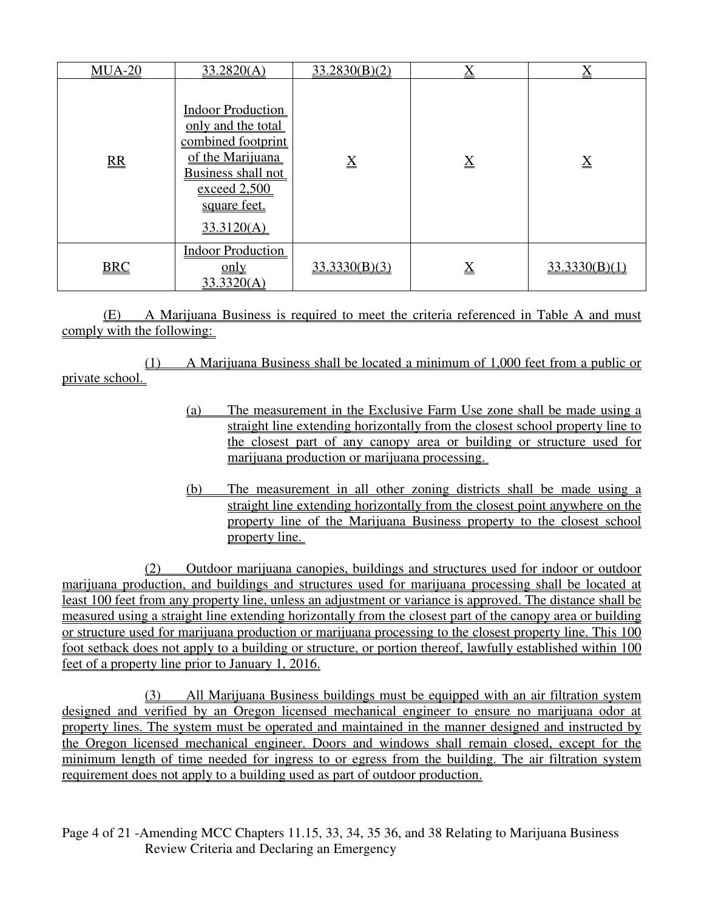| MUA-20 | 33.2820(A) | 33.2830(B)(2) | X | X |
|---|---|---|---|---|
| RR | Indoor Production only and the total combined footprint of the Marijuana Business shall not exceed 2,500 square feet. 33.3120(A) | X | X | X |
| BRC | Indoor Production only 33.3320(A) | 33.3330(B)(3) | X | 33.3330(B)(1) |

(E) A Marijuana Business is required to meet the criteria referenced in Table A and must comply with the following:

(1) A Marijuana Business shall be located a minimum of 1,000 feet from a public or private school.

- (a) The measurement in the Exclusive Farm Use zone shall be made using a straight line extending horizontally from the closest school property line to the closest part of any canopy area or building or structure used for marijuana production or marijuana processing.

- (b) The measurement in all other zoning districts shall be made using a straight line extending horizontally from the closest point anywhere on the property line of the Marijuana Business property to the closest school property line.

(2) Outdoor marijuana canopies, buildings and structures used for indoor or outdoor marijuana production, and buildings and structures used for marijuana processing shall be located at least 100 feet from any property line, unless an adjustment or variance is approved. The distance shall be measured using a straight line extending horizontally from the closest part of the canopy area or building or structure used for marijuana production or marijuana processing to the closest property line. This 100 foot setback does not apply to a building or structure, or portion thereof, lawfully established within 100 feet of a property line prior to January 1, 2016.

(3) All Marijuana Business buildings must be equipped with an air filtration system designed and verified by an Oregon licensed mechanical engineer to ensure no marijuana odor at property lines. The system must be operated and maintained in the manner designed and instructed by the Oregon licensed mechanical engineer. Doors and windows shall remain closed, except for the minimum length of time needed for ingress to or egress from the building. The air filtration system requirement does not apply to a building used as part of outdoor production.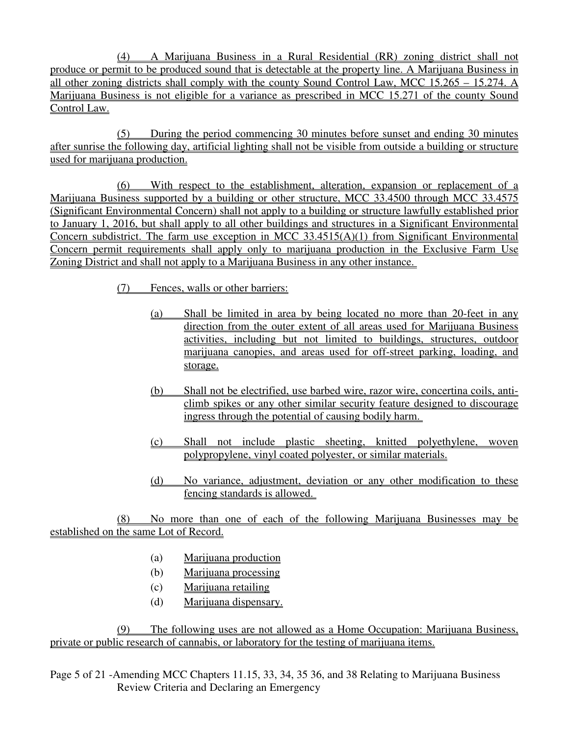(4) A Marijuana Business in a Rural Residential (RR) zoning district shall not produce or permit to be produced sound that is detectable at the property line. A Marijuana Business in all other zoning districts shall comply with the county Sound Control Law, MCC 15.265 – 15.274. A Marijuana Business is not eligible for a variance as prescribed in MCC 15.271 of the county Sound Control Law.

(5) During the period commencing 30 minutes before sunset and ending 30 minutes after sunrise the following day, artificial lighting shall not be visible from outside a building or structure used for marijuana production.

(6) With respect to the establishment, alteration, expansion or replacement of a Marijuana Business supported by a building or other structure, MCC 33.4500 through MCC 33.4575 (Significant Environmental Concern) shall not apply to a building or structure lawfully established prior to January 1, 2016, but shall apply to all other buildings and structures in a Significant Environmental Concern subdistrict. The farm use exception in MCC 33.4515(A)(1) from Significant Environmental Concern permit requirements shall apply only to marijuana production in the Exclusive Farm Use Zoning District and shall not apply to a Marijuana Business in any other instance.

(7) Fences, walls or other barriers:

(a) Shall be limited in area by being located no more than 20-feet in any direction from the outer extent of all areas used for Marijuana Business activities, including but not limited to buildings, structures, outdoor marijuana canopies, and areas used for off-street parking, loading, and storage.

(b) Shall not be electrified, use barbed wire, razor wire, concertina coils, anti-climb spikes or any other similar security feature designed to discourage ingress through the potential of causing bodily harm.

(c) Shall not include plastic sheeting, knitted polyethylene, woven polypropylene, vinyl coated polyester, or similar materials.

(d) No variance, adjustment, deviation or any other modification to these fencing standards is allowed.

(8) No more than one of each of the following Marijuana Businesses may be established on the same Lot of Record.

(a) Marijuana production
(b) Marijuana processing
(c) Marijuana retailing
(d) Marijuana dispensary.

(9) The following uses are not allowed as a Home Occupation: Marijuana Business, private or public research of cannabis, or laboratory for the testing of marijuana items.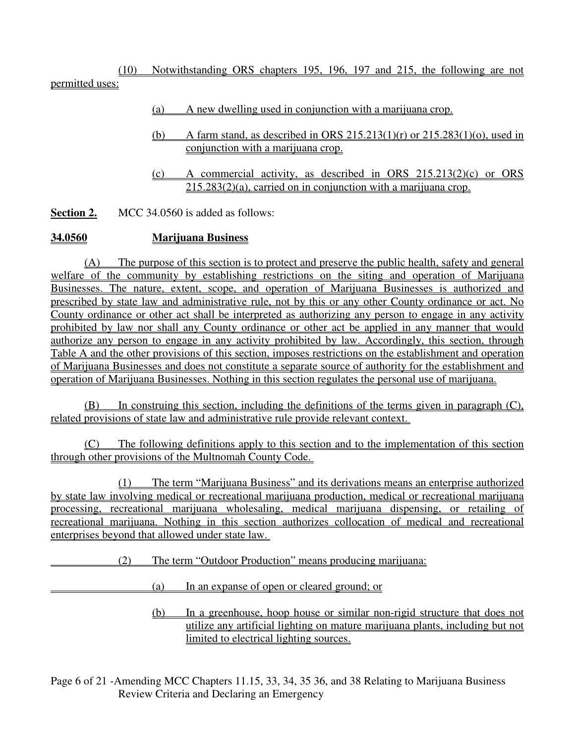(10) Notwithstanding ORS chapters 195, 196, 197 and 215, the following are not permitted uses:

(a) A new dwelling used in conjunction with a marijuana crop.

(b) A farm stand, as described in ORS 215.213(1)(r) or 215.283(1)(o), used in conjunction with a marijuana crop.

(c) A commercial activity, as described in ORS 215.213(2)(c) or ORS 215.283(2)(a), carried on in conjunction with a marijuana crop.

**Section 2.** MCC 34.0560 is added as follows:

**34.0560 Marijuana Business**

(A) The purpose of this section is to protect and preserve the public health, safety and general welfare of the community by establishing restrictions on the siting and operation of Marijuana Businesses. The nature, extent, scope, and operation of Marijuana Businesses is authorized and prescribed by state law and administrative rule, not by this or any other County ordinance or act. No County ordinance or other act shall be interpreted as authorizing any person to engage in any activity prohibited by law nor shall any County ordinance or other act be applied in any manner that would authorize any person to engage in any activity prohibited by law. Accordingly, this section, through Table A and the other provisions of this section, imposes restrictions on the establishment and operation of Marijuana Businesses and does not constitute a separate source of authority for the establishment and operation of Marijuana Businesses. Nothing in this section regulates the personal use of marijuana.

(B) In construing this section, including the definitions of the terms given in paragraph (C), related provisions of state law and administrative rule provide relevant context.

(C) The following definitions apply to this section and to the implementation of this section through other provisions of the Multnomah County Code.

(1) The term "Marijuana Business" and its derivations means an enterprise authorized by state law involving medical or recreational marijuana production, medical or recreational marijuana processing, recreational marijuana wholesaling, medical marijuana dispensing, or retailing of recreational marijuana. Nothing in this section authorizes collocation of medical and recreational enterprises beyond that allowed under state law.

(2) The term "Outdoor Production" means producing marijuana:

(a) In an expanse of open or cleared ground; or

(b) In a greenhouse, hoop house or similar non-rigid structure that does not utilize any artificial lighting on mature marijuana plants, including but not limited to electrical lighting sources.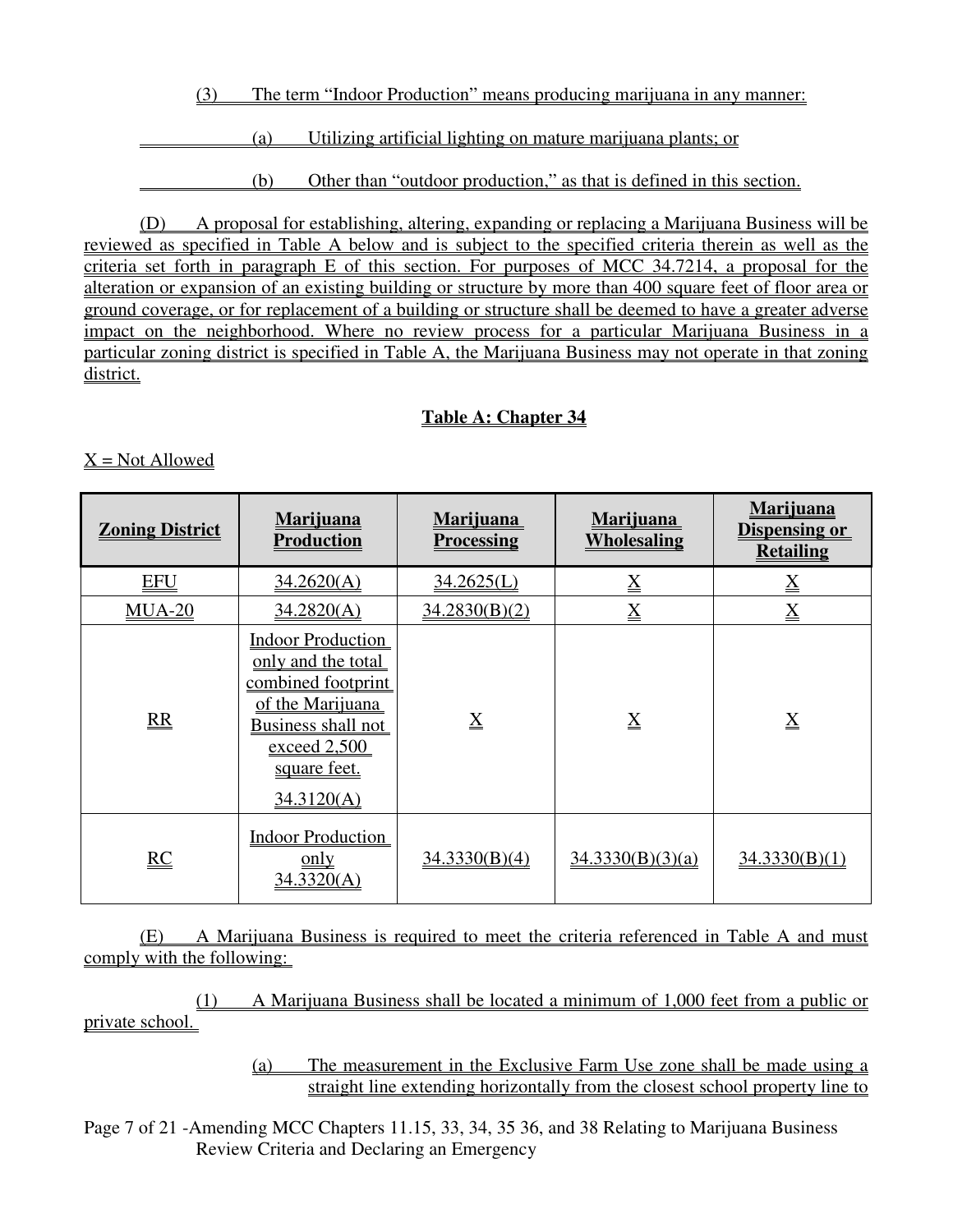(3) The term "Indoor Production" means producing marijuana in any manner:

(a) Utilizing artificial lighting on mature marijuana plants; or

(b) Other than "outdoor production," as that is defined in this section.

(D) A proposal for establishing, altering, expanding or replacing a Marijuana Business will be reviewed as specified in Table A below and is subject to the specified criteria therein as well as the criteria set forth in paragraph E of this section. For purposes of MCC 34.7214, a proposal for the alteration or expansion of an existing building or structure by more than 400 square feet of floor area or ground coverage, or for replacement of a building or structure shall be deemed to have a greater adverse impact on the neighborhood. Where no review process for a particular Marijuana Business in a particular zoning district is specified in Table A, the Marijuana Business may not operate in that zoning district.

**Table A: Chapter 34**

X = Not Allowed

| Zoning District | Marijuana Production | Marijuana Processing | Marijuana Wholesaling | Marijuana Dispensing or Retailing |
|---|---|---|---|---|
| EFU | 34.2620(A) | 34.2625(L) | X | X |
| MUA-20 | 34.2820(A) | 34.2830(B)(2) | X | X |
| RR | Indoor Production only and the total combined footprint of the Marijuana Business shall not exceed 2,500 square feet. 34.3120(A) | X | X | X |
| RC | Indoor Production only 34.3320(A) | 34.3330(B)(4) | 34.3330(B)(3)(a) | 34.3330(B)(1) |

(E) A Marijuana Business is required to meet the criteria referenced in Table A and must comply with the following:

(1) A Marijuana Business shall be located a minimum of 1,000 feet from a public or private school.

(a) The measurement in the Exclusive Farm Use zone shall be made using a straight line extending horizontally from the closest school property line to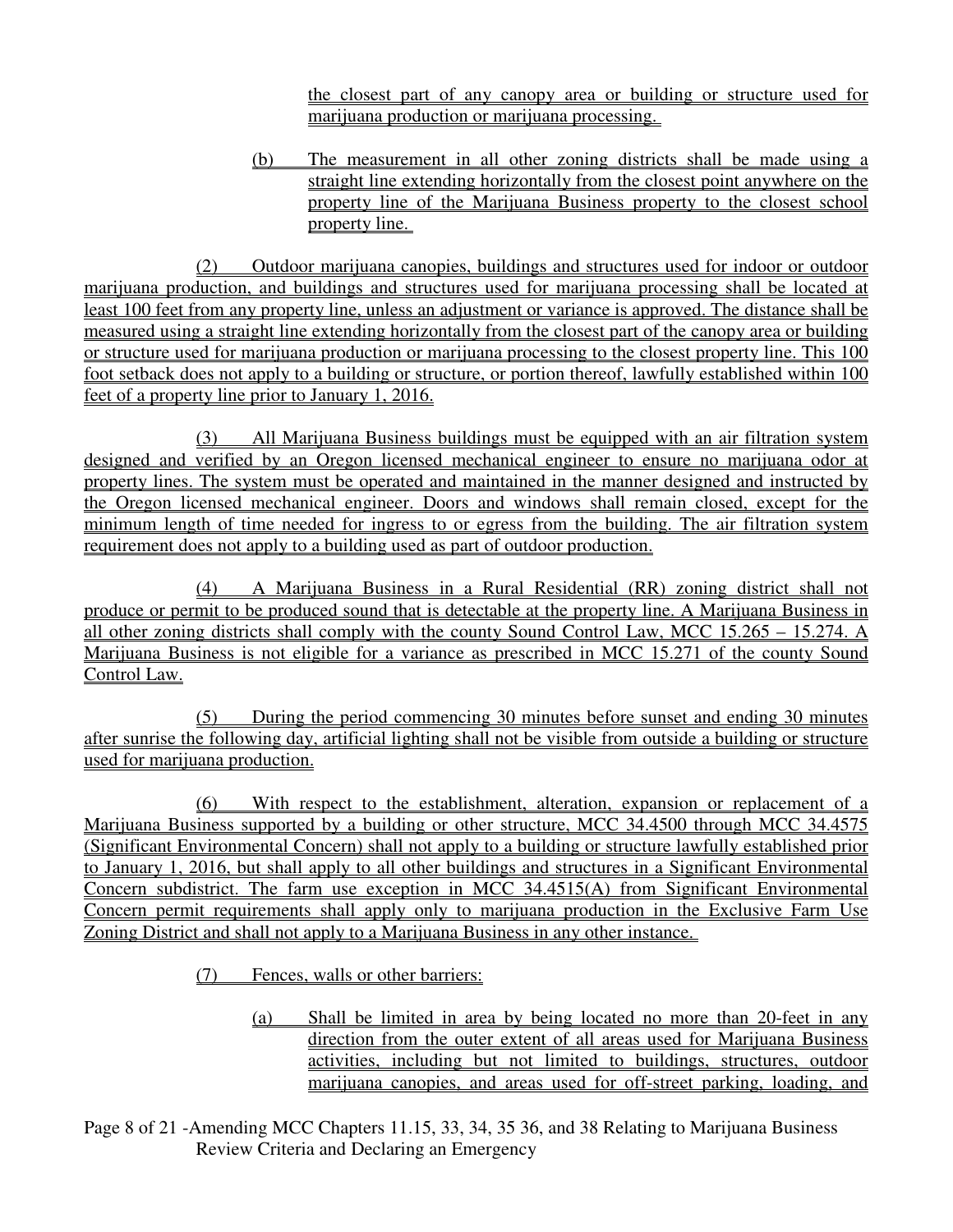the closest part of any canopy area or building or structure used for marijuana production or marijuana processing.

(b) The measurement in all other zoning districts shall be made using a straight line extending horizontally from the closest point anywhere on the property line of the Marijuana Business property to the closest school property line.

(2) Outdoor marijuana canopies, buildings and structures used for indoor or outdoor marijuana production, and buildings and structures used for marijuana processing shall be located at least 100 feet from any property line, unless an adjustment or variance is approved. The distance shall be measured using a straight line extending horizontally from the closest part of the canopy area or building or structure used for marijuana production or marijuana processing to the closest property line. This 100 foot setback does not apply to a building or structure, or portion thereof, lawfully established within 100 feet of a property line prior to January 1, 2016.

(3) All Marijuana Business buildings must be equipped with an air filtration system designed and verified by an Oregon licensed mechanical engineer to ensure no marijuana odor at property lines. The system must be operated and maintained in the manner designed and instructed by the Oregon licensed mechanical engineer. Doors and windows shall remain closed, except for the minimum length of time needed for ingress to or egress from the building. The air filtration system requirement does not apply to a building used as part of outdoor production.

(4) A Marijuana Business in a Rural Residential (RR) zoning district shall not produce or permit to be produced sound that is detectable at the property line. A Marijuana Business in all other zoning districts shall comply with the county Sound Control Law, MCC 15.265 – 15.274. A Marijuana Business is not eligible for a variance as prescribed in MCC 15.271 of the county Sound Control Law.

(5) During the period commencing 30 minutes before sunset and ending 30 minutes after sunrise the following day, artificial lighting shall not be visible from outside a building or structure used for marijuana production.

(6) With respect to the establishment, alteration, expansion or replacement of a Marijuana Business supported by a building or other structure, MCC 34.4500 through MCC 34.4575 (Significant Environmental Concern) shall not apply to a building or structure lawfully established prior to January 1, 2016, but shall apply to all other buildings and structures in a Significant Environmental Concern subdistrict. The farm use exception in MCC 34.4515(A) from Significant Environmental Concern permit requirements shall apply only to marijuana production in the Exclusive Farm Use Zoning District and shall not apply to a Marijuana Business in any other instance.

(7) Fences, walls or other barriers:

(a) Shall be limited in area by being located no more than 20-feet in any direction from the outer extent of all areas used for Marijuana Business activities, including but not limited to buildings, structures, outdoor marijuana canopies, and areas used for off-street parking, loading, and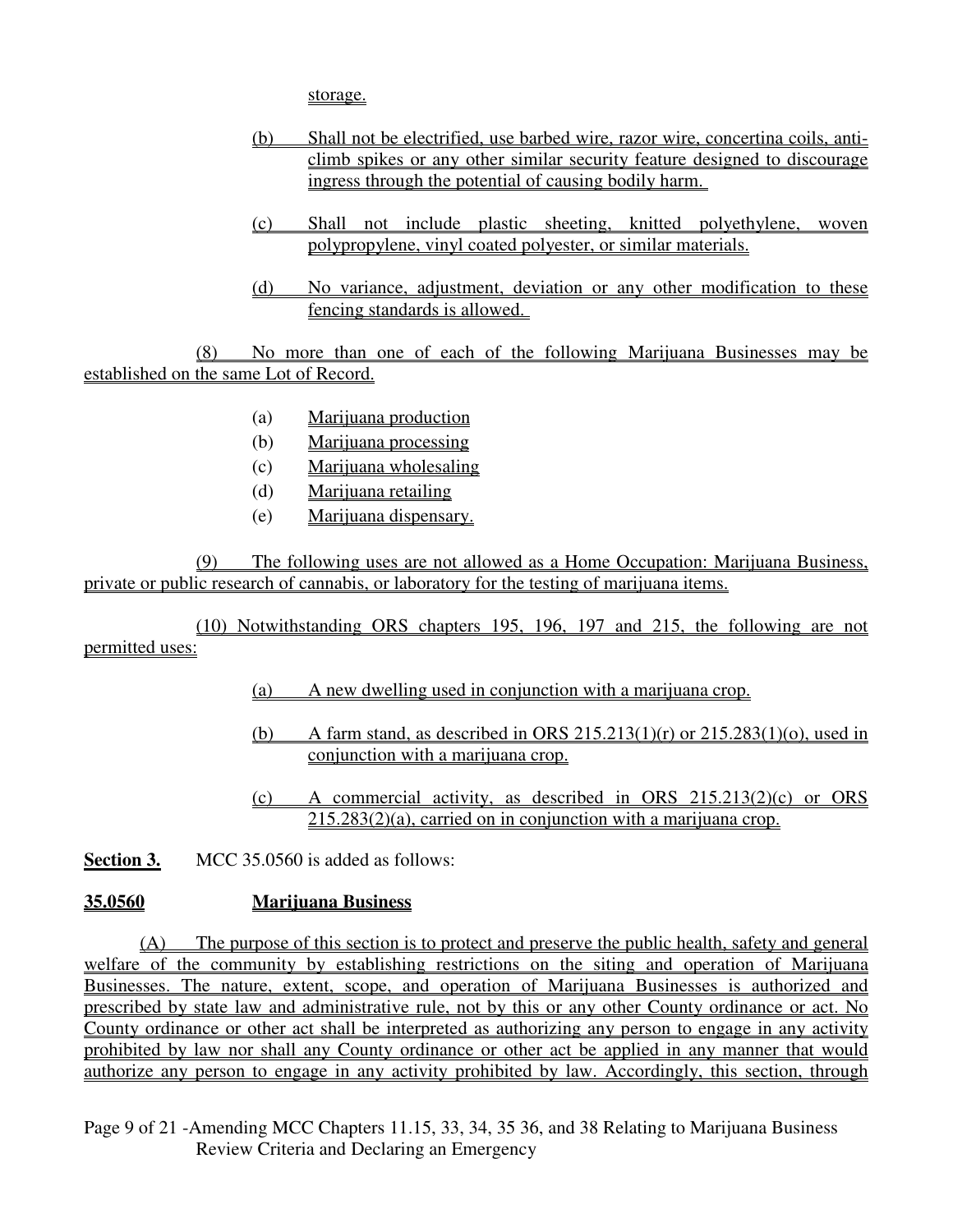storage.

(b) Shall not be electrified, use barbed wire, razor wire, concertina coils, anti-climb spikes or any other similar security feature designed to discourage ingress through the potential of causing bodily harm.

(c) Shall not include plastic sheeting, knitted polyethylene, woven polypropylene, vinyl coated polyester, or similar materials.

(d) No variance, adjustment, deviation or any other modification to these fencing standards is allowed.

(8) No more than one of each of the following Marijuana Businesses may be established on the same Lot of Record.

(a) Marijuana production
(b) Marijuana processing
(c) Marijuana wholesaling
(d) Marijuana retailing
(e) Marijuana dispensary.

(9) The following uses are not allowed as a Home Occupation: Marijuana Business, private or public research of cannabis, or laboratory for the testing of marijuana items.

(10) Notwithstanding ORS chapters 195, 196, 197 and 215, the following are not permitted uses:

(a) A new dwelling used in conjunction with a marijuana crop.

(b) A farm stand, as described in ORS 215.213(1)(r) or 215.283(1)(o), used in conjunction with a marijuana crop.

(c) A commercial activity, as described in ORS 215.213(2)(c) or ORS 215.283(2)(a), carried on in conjunction with a marijuana crop.

**Section 3.** MCC 35.0560 is added as follows:

**35.0560 Marijuana Business**

(A) The purpose of this section is to protect and preserve the public health, safety and general welfare of the community by establishing restrictions on the siting and operation of Marijuana Businesses. The nature, extent, scope, and operation of Marijuana Businesses is authorized and prescribed by state law and administrative rule, not by this or any other County ordinance or act. No County ordinance or other act shall be interpreted as authorizing any person to engage in any activity prohibited by law nor shall any County ordinance or other act be applied in any manner that would authorize any person to engage in any activity prohibited by law. Accordingly, this section, through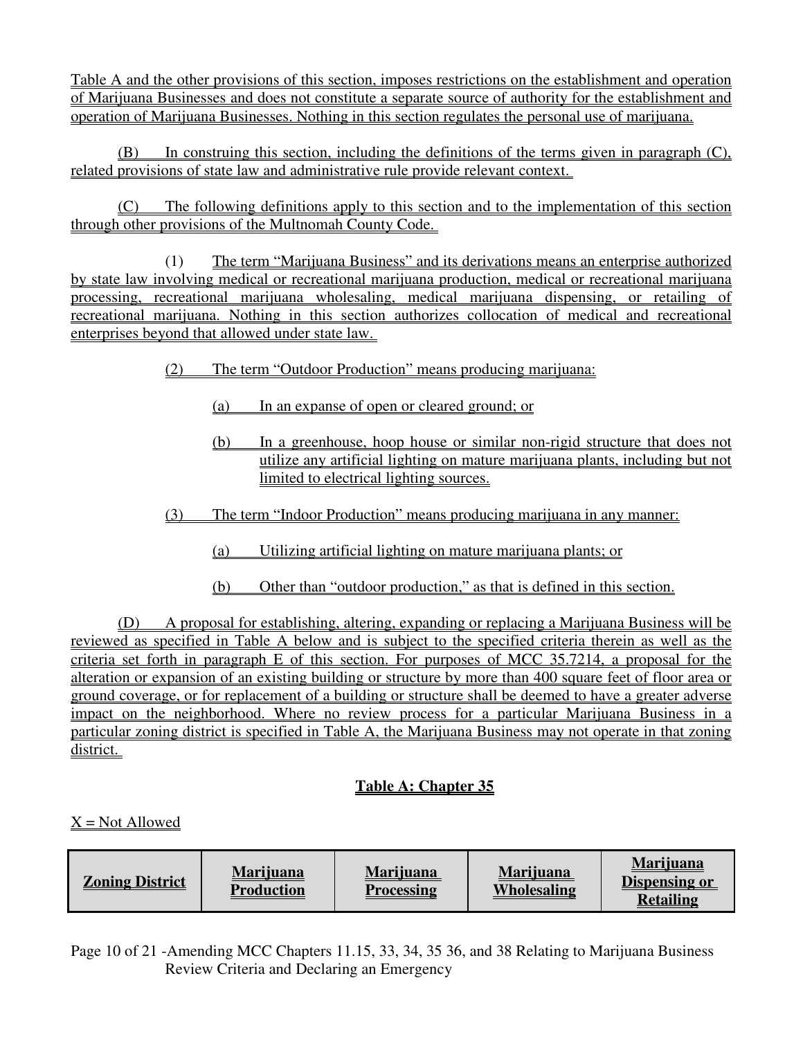Table A and the other provisions of this section, imposes restrictions on the establishment and operation of Marijuana Businesses and does not constitute a separate source of authority for the establishment and operation of Marijuana Businesses. Nothing in this section regulates the personal use of marijuana.

(B) In construing this section, including the definitions of the terms given in paragraph (C), related provisions of state law and administrative rule provide relevant context.

(C) The following definitions apply to this section and to the implementation of this section through other provisions of the Multnomah County Code.

(1) The term "Marijuana Business" and its derivations means an enterprise authorized by state law involving medical or recreational marijuana production, medical or recreational marijuana processing, recreational marijuana wholesaling, medical marijuana dispensing, or retailing of recreational marijuana. Nothing in this section authorizes collocation of medical and recreational enterprises beyond that allowed under state law.

(2) The term "Outdoor Production" means producing marijuana:

(a) In an expanse of open or cleared ground; or

(b) In a greenhouse, hoop house or similar non-rigid structure that does not utilize any artificial lighting on mature marijuana plants, including but not limited to electrical lighting sources.

(3) The term "Indoor Production" means producing marijuana in any manner:

(a) Utilizing artificial lighting on mature marijuana plants; or

(b) Other than "outdoor production," as that is defined in this section.

(D) A proposal for establishing, altering, expanding or replacing a Marijuana Business will be reviewed as specified in Table A below and is subject to the specified criteria therein as well as the criteria set forth in paragraph E of this section. For purposes of MCC 35.7214, a proposal for the alteration or expansion of an existing building or structure by more than 400 square feet of floor area or ground coverage, or for replacement of a building or structure shall be deemed to have a greater adverse impact on the neighborhood. Where no review process for a particular Marijuana Business in a particular zoning district is specified in Table A, the Marijuana Business may not operate in that zoning district.

## Table A: Chapter 35

X = Not Allowed

| Zoning District | Marijuana Production | Marijuana Processing | Marijuana Wholesaling | Marijuana Dispensing or Retailing |
|---|---|---|---|---|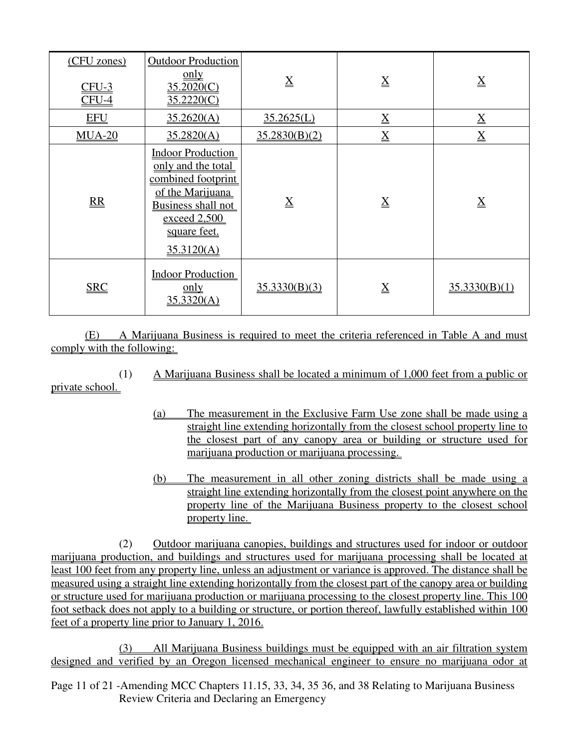| (CFU zones)<br><br>CFU-3<br>CFU-4 | Outdoor Production only<br>35.2020(C)<br>35.2220(C) | X | X | X |
|---|---|---|---|---|
| EFU | 35.2620(A) | 35.2625(L) | X | X |
| MUA-20 | 35.2820(A) | 35.2830(B)(2) | X | X |
| RR | Indoor Production only and the total combined footprint of the Marijuana Business shall not exceed 2,500 square feet.<br>35.3120(A) | X | X | X |
| SRC | Indoor Production only<br>35.3320(A) | 35.3330(B)(3) | X | 35.3330(B)(1) |

(E) A Marijuana Business is required to meet the criteria referenced in Table A and must comply with the following:

(1) A Marijuana Business shall be located a minimum of 1,000 feet from a public or private school.

(a) The measurement in the Exclusive Farm Use zone shall be made using a straight line extending horizontally from the closest school property line to the closest part of any canopy area or building or structure used for marijuana production or marijuana processing.

(b) The measurement in all other zoning districts shall be made using a straight line extending horizontally from the closest point anywhere on the property line of the Marijuana Business property to the closest school property line.

(2) Outdoor marijuana canopies, buildings and structures used for indoor or outdoor marijuana production, and buildings and structures used for marijuana processing shall be located at least 100 feet from any property line, unless an adjustment or variance is approved. The distance shall be measured using a straight line extending horizontally from the closest part of the canopy area or building or structure used for marijuana production or marijuana processing to the closest property line. This 100 foot setback does not apply to a building or structure, or portion thereof, lawfully established within 100 feet of a property line prior to January 1, 2016.

(3) All Marijuana Business buildings must be equipped with an air filtration system designed and verified by an Oregon licensed mechanical engineer to ensure no marijuana odor at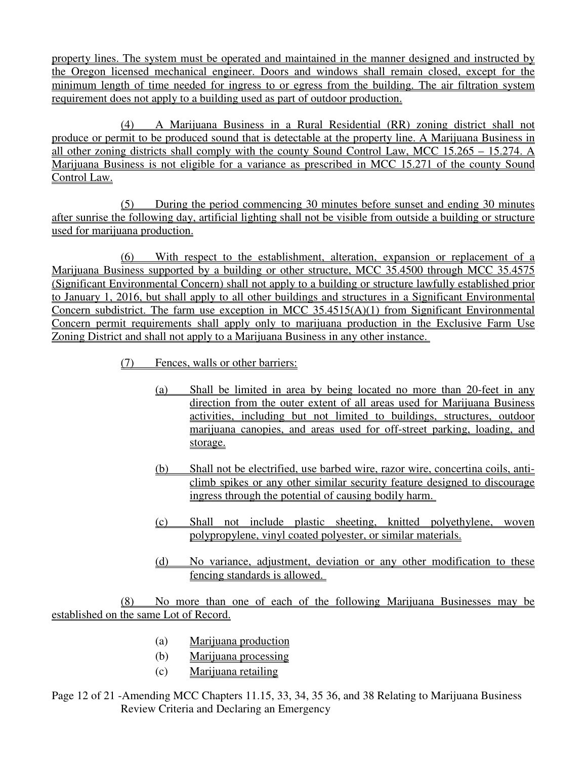property lines. The system must be operated and maintained in the manner designed and instructed by the Oregon licensed mechanical engineer. Doors and windows shall remain closed, except for the minimum length of time needed for ingress to or egress from the building. The air filtration system requirement does not apply to a building used as part of outdoor production.

(4) A Marijuana Business in a Rural Residential (RR) zoning district shall not produce or permit to be produced sound that is detectable at the property line. A Marijuana Business in all other zoning districts shall comply with the county Sound Control Law, MCC 15.265 – 15.274. A Marijuana Business is not eligible for a variance as prescribed in MCC 15.271 of the county Sound Control Law.

(5) During the period commencing 30 minutes before sunset and ending 30 minutes after sunrise the following day, artificial lighting shall not be visible from outside a building or structure used for marijuana production.

(6) With respect to the establishment, alteration, expansion or replacement of a Marijuana Business supported by a building or other structure, MCC 35.4500 through MCC 35.4575 (Significant Environmental Concern) shall not apply to a building or structure lawfully established prior to January 1, 2016, but shall apply to all other buildings and structures in a Significant Environmental Concern subdistrict. The farm use exception in MCC 35.4515(A)(1) from Significant Environmental Concern permit requirements shall apply only to marijuana production in the Exclusive Farm Use Zoning District and shall not apply to a Marijuana Business in any other instance.

(7) Fences, walls or other barriers:

- (a) Shall be limited in area by being located no more than 20-feet in any direction from the outer extent of all areas used for Marijuana Business activities, including but not limited to buildings, structures, outdoor marijuana canopies, and areas used for off-street parking, loading, and storage.
- (b) Shall not be electrified, use barbed wire, razor wire, concertina coils, anti-climb spikes or any other similar security feature designed to discourage ingress through the potential of causing bodily harm.
- (c) Shall not include plastic sheeting, knitted polyethylene, woven polypropylene, vinyl coated polyester, or similar materials.
- (d) No variance, adjustment, deviation or any other modification to these fencing standards is allowed.

(8) No more than one of each of the following Marijuana Businesses may be established on the same Lot of Record.

- (a) Marijuana production
- (b) Marijuana processing
- (c) Marijuana retailing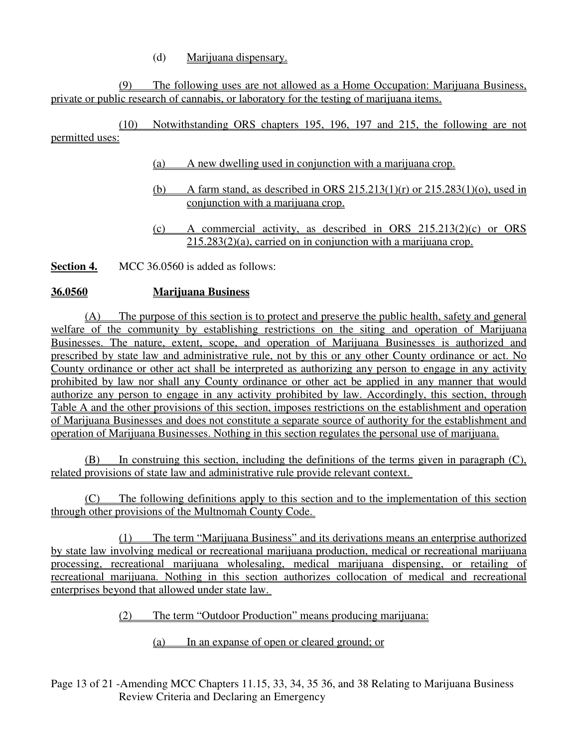(d) Marijuana dispensary.

(9) The following uses are not allowed as a Home Occupation: Marijuana Business, private or public research of cannabis, or laboratory for the testing of marijuana items.

(10) Notwithstanding ORS chapters 195, 196, 197 and 215, the following are not permitted uses:

(a) A new dwelling used in conjunction with a marijuana crop.

(b) A farm stand, as described in ORS 215.213(1)(r) or 215.283(1)(o), used in conjunction with a marijuana crop.

(c) A commercial activity, as described in ORS 215.213(2)(c) or ORS 215.283(2)(a), carried on in conjunction with a marijuana crop.

**Section 4.** MCC 36.0560 is added as follows:

**36.0560 Marijuana Business**

(A) The purpose of this section is to protect and preserve the public health, safety and general welfare of the community by establishing restrictions on the siting and operation of Marijuana Businesses. The nature, extent, scope, and operation of Marijuana Businesses is authorized and prescribed by state law and administrative rule, not by this or any other County ordinance or act. No County ordinance or other act shall be interpreted as authorizing any person to engage in any activity prohibited by law nor shall any County ordinance or other act be applied in any manner that would authorize any person to engage in any activity prohibited by law. Accordingly, this section, through Table A and the other provisions of this section, imposes restrictions on the establishment and operation of Marijuana Businesses and does not constitute a separate source of authority for the establishment and operation of Marijuana Businesses. Nothing in this section regulates the personal use of marijuana.

(B) In construing this section, including the definitions of the terms given in paragraph (C), related provisions of state law and administrative rule provide relevant context.

(C) The following definitions apply to this section and to the implementation of this section through other provisions of the Multnomah County Code.

(1) The term "Marijuana Business" and its derivations means an enterprise authorized by state law involving medical or recreational marijuana production, medical or recreational marijuana processing, recreational marijuana wholesaling, medical marijuana dispensing, or retailing of recreational marijuana. Nothing in this section authorizes collocation of medical and recreational enterprises beyond that allowed under state law.

(2) The term "Outdoor Production" means producing marijuana:

(a) In an expanse of open or cleared ground; or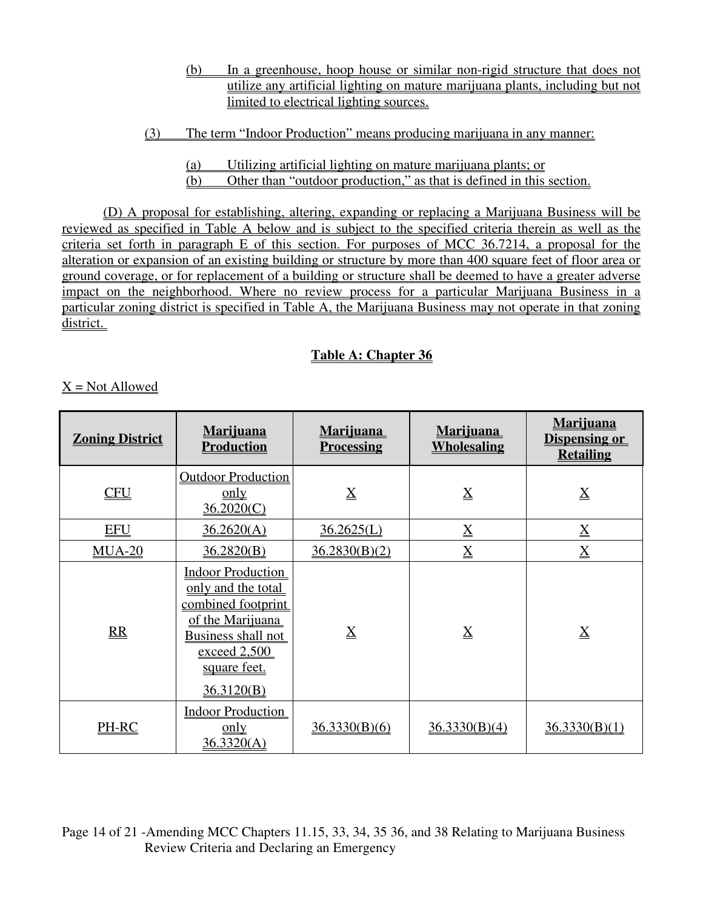(b) In a greenhouse, hoop house or similar non-rigid structure that does not utilize any artificial lighting on mature marijuana plants, including but not limited to electrical lighting sources.

(3) The term "Indoor Production" means producing marijuana in any manner:

(a) Utilizing artificial lighting on mature marijuana plants; or
(b) Other than "outdoor production," as that is defined in this section.

(D) A proposal for establishing, altering, expanding or replacing a Marijuana Business will be reviewed as specified in Table A below and is subject to the specified criteria therein as well as the criteria set forth in paragraph E of this section. For purposes of MCC 36.7214, a proposal for the alteration or expansion of an existing building or structure by more than 400 square feet of floor area or ground coverage, or for replacement of a building or structure shall be deemed to have a greater adverse impact on the neighborhood. Where no review process for a particular Marijuana Business in a particular zoning district is specified in Table A, the Marijuana Business may not operate in that zoning district.

**Table A: Chapter 36**

X = Not Allowed

| Zoning District | Marijuana Production | Marijuana Processing | Marijuana Wholesaling | Marijuana Dispensing or Retailing |
|---|---|---|---|---|
| CFU | Outdoor Production only 36.2020(C) | X | X | X |
| EFU | 36.2620(A) | 36.2625(L) | X | X |
| MUA-20 | 36.2820(B) | 36.2830(B)(2) | X | X |
| RR | Indoor Production only and the total combined footprint of the Marijuana Business shall not exceed 2,500 square feet. 36.3120(B) | X | X | X |
| PH-RC | Indoor Production only 36.3320(A) | 36.3330(B)(6) | 36.3330(B)(4) | 36.3330(B)(1) |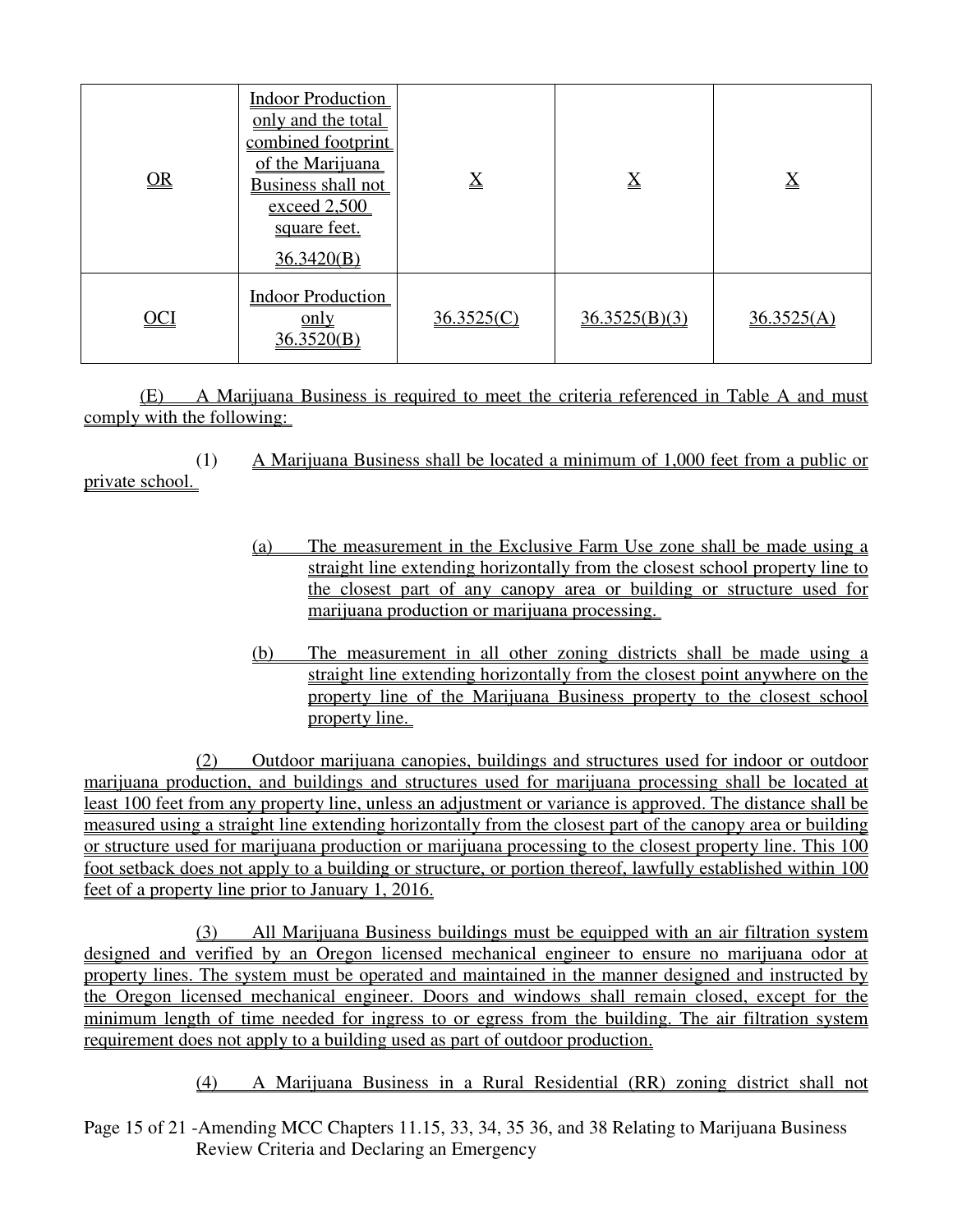| OR | Indoor Production only and the total combined footprint of the Marijuana Business shall not exceed 2,500 square feet. 36.3420(B) | X | X | X |
|---|---|---|---|---|
| OCI | Indoor Production only 36.3520(B) | 36.3525(C) | 36.3525(B)(3) | 36.3525(A) |

(E) A Marijuana Business is required to meet the criteria referenced in Table A and must comply with the following:

(1) A Marijuana Business shall be located a minimum of 1,000 feet from a public or private school.

(a) The measurement in the Exclusive Farm Use zone shall be made using a straight line extending horizontally from the closest school property line to the closest part of any canopy area or building or structure used for marijuana production or marijuana processing.

(b) The measurement in all other zoning districts shall be made using a straight line extending horizontally from the closest point anywhere on the property line of the Marijuana Business property to the closest school property line.

(2) Outdoor marijuana canopies, buildings and structures used for indoor or outdoor marijuana production, and buildings and structures used for marijuana processing shall be located at least 100 feet from any property line, unless an adjustment or variance is approved. The distance shall be measured using a straight line extending horizontally from the closest part of the canopy area or building or structure used for marijuana production or marijuana processing to the closest property line. This 100 foot setback does not apply to a building or structure, or portion thereof, lawfully established within 100 feet of a property line prior to January 1, 2016.

(3) All Marijuana Business buildings must be equipped with an air filtration system designed and verified by an Oregon licensed mechanical engineer to ensure no marijuana odor at property lines. The system must be operated and maintained in the manner designed and instructed by the Oregon licensed mechanical engineer. Doors and windows shall remain closed, except for the minimum length of time needed for ingress to or egress from the building. The air filtration system requirement does not apply to a building used as part of outdoor production.

(4) A Marijuana Business in a Rural Residential (RR) zoning district shall not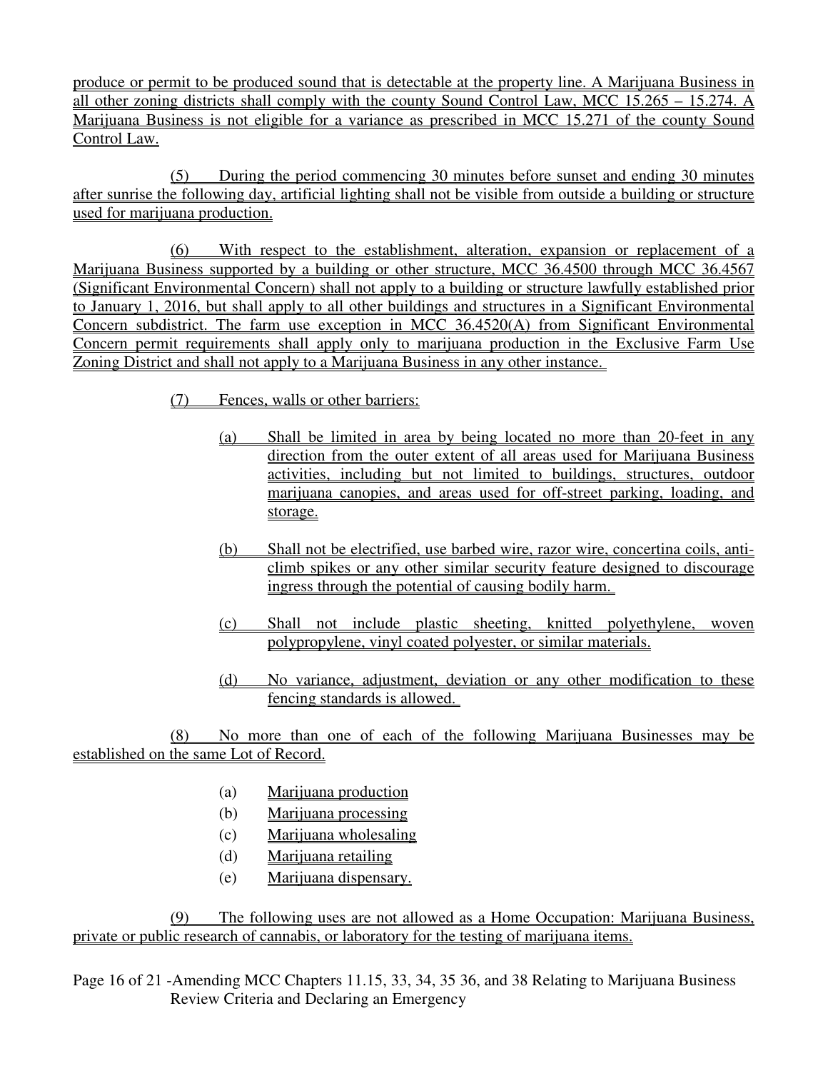produce or permit to be produced sound that is detectable at the property line. A Marijuana Business in all other zoning districts shall comply with the county Sound Control Law, MCC 15.265 – 15.274. A Marijuana Business is not eligible for a variance as prescribed in MCC 15.271 of the county Sound Control Law.

(5) During the period commencing 30 minutes before sunset and ending 30 minutes after sunrise the following day, artificial lighting shall not be visible from outside a building or structure used for marijuana production.

(6) With respect to the establishment, alteration, expansion or replacement of a Marijuana Business supported by a building or other structure, MCC 36.4500 through MCC 36.4567 (Significant Environmental Concern) shall not apply to a building or structure lawfully established prior to January 1, 2016, but shall apply to all other buildings and structures in a Significant Environmental Concern subdistrict. The farm use exception in MCC 36.4520(A) from Significant Environmental Concern permit requirements shall apply only to marijuana production in the Exclusive Farm Use Zoning District and shall not apply to a Marijuana Business in any other instance.

(7) Fences, walls or other barriers:

(a) Shall be limited in area by being located no more than 20-feet in any direction from the outer extent of all areas used for Marijuana Business activities, including but not limited to buildings, structures, outdoor marijuana canopies, and areas used for off-street parking, loading, and storage.

(b) Shall not be electrified, use barbed wire, razor wire, concertina coils, anti-climb spikes or any other similar security feature designed to discourage ingress through the potential of causing bodily harm.

(c) Shall not include plastic sheeting, knitted polyethylene, woven polypropylene, vinyl coated polyester, or similar materials.

(d) No variance, adjustment, deviation or any other modification to these fencing standards is allowed.

(8) No more than one of each of the following Marijuana Businesses may be established on the same Lot of Record.

(a) Marijuana production
(b) Marijuana processing
(c) Marijuana wholesaling
(d) Marijuana retailing
(e) Marijuana dispensary.

(9) The following uses are not allowed as a Home Occupation: Marijuana Business, private or public research of cannabis, or laboratory for the testing of marijuana items.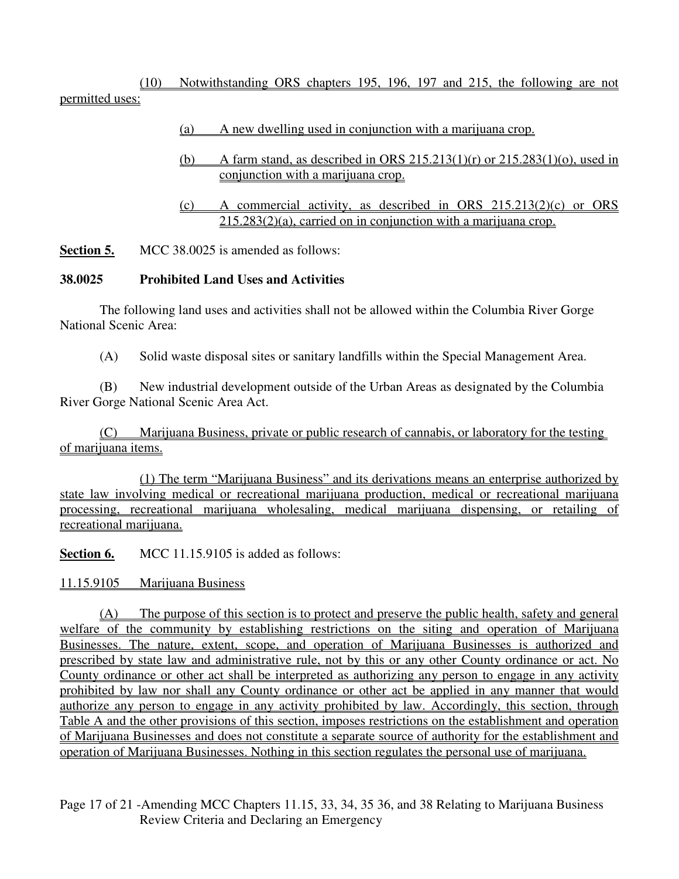(10) Notwithstanding ORS chapters 195, 196, 197 and 215, the following are not permitted uses:

(a) A new dwelling used in conjunction with a marijuana crop.

(b) A farm stand, as described in ORS 215.213(1)(r) or 215.283(1)(o), used in conjunction with a marijuana crop.

(c) A commercial activity, as described in ORS 215.213(2)(c) or ORS 215.283(2)(a), carried on in conjunction with a marijuana crop.

**Section 5.** MCC 38.0025 is amended as follows:

**38.0025 Prohibited Land Uses and Activities**

The following land uses and activities shall not be allowed within the Columbia River Gorge National Scenic Area:

(A) Solid waste disposal sites or sanitary landfills within the Special Management Area.

(B) New industrial development outside of the Urban Areas as designated by the Columbia River Gorge National Scenic Area Act.

(C) Marijuana Business, private or public research of cannabis, or laboratory for the testing of marijuana items.

(1) The term "Marijuana Business" and its derivations means an enterprise authorized by state law involving medical or recreational marijuana production, medical or recreational marijuana processing, recreational marijuana wholesaling, medical marijuana dispensing, or retailing of recreational marijuana.

**Section 6.** MCC 11.15.9105 is added as follows:

11.15.9105 Marijuana Business

(A) The purpose of this section is to protect and preserve the public health, safety and general welfare of the community by establishing restrictions on the siting and operation of Marijuana Businesses. The nature, extent, scope, and operation of Marijuana Businesses is authorized and prescribed by state law and administrative rule, not by this or any other County ordinance or act. No County ordinance or other act shall be interpreted as authorizing any person to engage in any activity prohibited by law nor shall any County ordinance or other act be applied in any manner that would authorize any person to engage in any activity prohibited by law. Accordingly, this section, through Table A and the other provisions of this section, imposes restrictions on the establishment and operation of Marijuana Businesses and does not constitute a separate source of authority for the establishment and operation of Marijuana Businesses. Nothing in this section regulates the personal use of marijuana.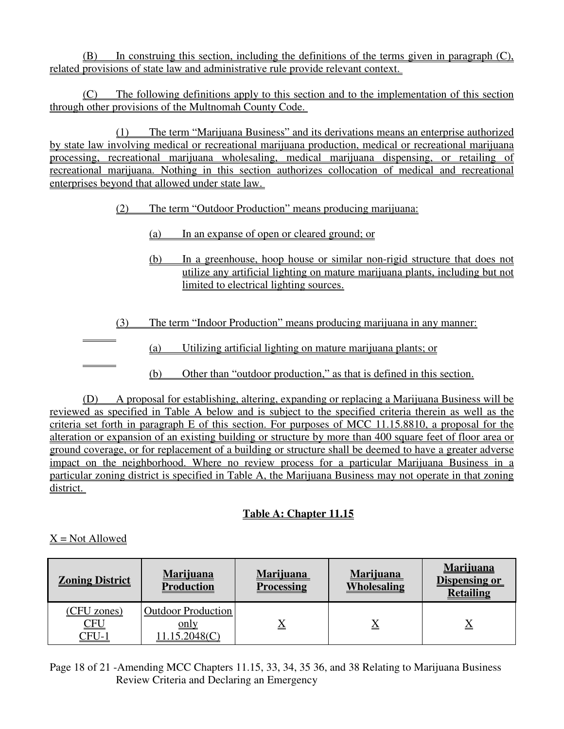(B) In construing this section, including the definitions of the terms given in paragraph (C), related provisions of state law and administrative rule provide relevant context.

(C) The following definitions apply to this section and to the implementation of this section through other provisions of the Multnomah County Code.

(1) The term "Marijuana Business" and its derivations means an enterprise authorized by state law involving medical or recreational marijuana production, medical or recreational marijuana processing, recreational marijuana wholesaling, medical marijuana dispensing, or retailing of recreational marijuana. Nothing in this section authorizes collocation of medical and recreational enterprises beyond that allowed under state law.

(2) The term "Outdoor Production" means producing marijuana:

(a) In an expanse of open or cleared ground; or

(b) In a greenhouse, hoop house or similar non-rigid structure that does not utilize any artificial lighting on mature marijuana plants, including but not limited to electrical lighting sources.

(3) The term "Indoor Production" means producing marijuana in any manner:

(a) Utilizing artificial lighting on mature marijuana plants; or

(b) Other than "outdoor production," as that is defined in this section.

(D) A proposal for establishing, altering, expanding or replacing a Marijuana Business will be reviewed as specified in Table A below and is subject to the specified criteria therein as well as the criteria set forth in paragraph E of this section. For purposes of MCC 11.15.8810, a proposal for the alteration or expansion of an existing building or structure by more than 400 square feet of floor area or ground coverage, or for replacement of a building or structure shall be deemed to have a greater adverse impact on the neighborhood. Where no review process for a particular Marijuana Business in a particular zoning district is specified in Table A, the Marijuana Business may not operate in that zoning district.

**Table A: Chapter 11.15**

X = Not Allowed

| **Zoning District** | **Marijuana Production** | **Marijuana Processing** | **Marijuana Wholesaling** | **Marijuana Dispensing or Retailing** |
|---|---|---|---|---|
| (CFU zones) CFU CFU-1 | Outdoor Production only 11.15.2048(C) | X | X | X |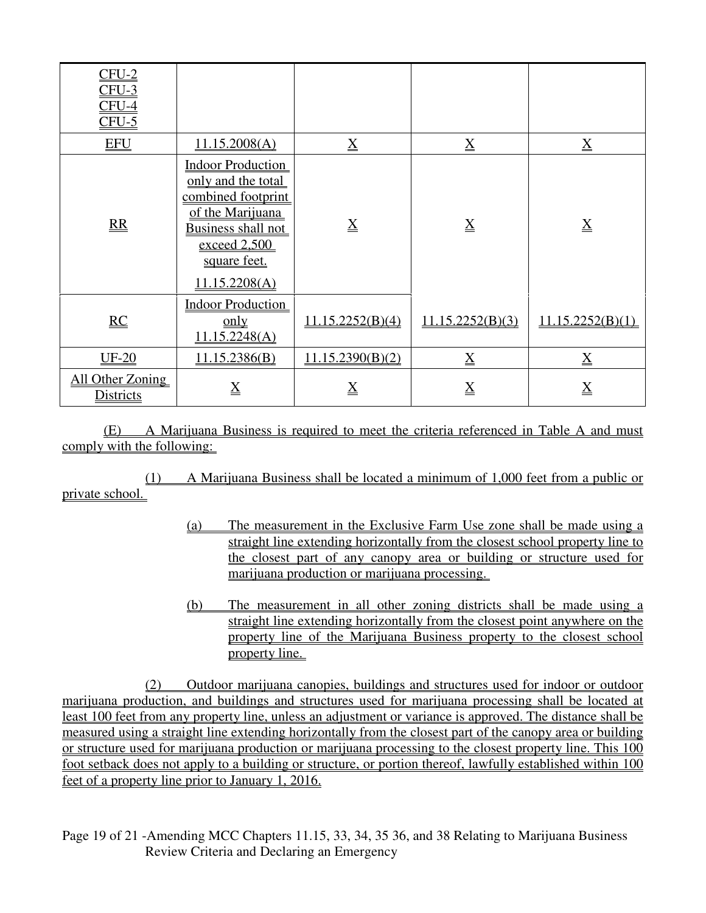| | | | | |
|---|---|---|---|---|
| CFU-2<br>CFU-3<br>CFU-4<br>CFU-5 | | | | |
| EFU | 11.15.2008(A) | X | X | X |
| RR | Indoor Production only and the total combined footprint of the Marijuana Business shall not exceed 2,500 square feet.<br>11.15.2208(A) | X | X | X |
| RC | Indoor Production only<br>11.15.2248(A) | 11.15.2252(B)(4) | 11.15.2252(B)(3) | 11.15.2252(B)(1) |
| UF-20 | 11.15.2386(B) | 11.15.2390(B)(2) | X | X |
| All Other Zoning Districts | X | X | X | X |

(E) A Marijuana Business is required to meet the criteria referenced in Table A and must comply with the following:

(1) A Marijuana Business shall be located a minimum of 1,000 feet from a public or private school.

(a) The measurement in the Exclusive Farm Use zone shall be made using a straight line extending horizontally from the closest school property line to the closest part of any canopy area or building or structure used for marijuana production or marijuana processing.

(b) The measurement in all other zoning districts shall be made using a straight line extending horizontally from the closest point anywhere on the property line of the Marijuana Business property to the closest school property line.

(2) Outdoor marijuana canopies, buildings and structures used for indoor or outdoor marijuana production, and buildings and structures used for marijuana processing shall be located at least 100 feet from any property line, unless an adjustment or variance is approved. The distance shall be measured using a straight line extending horizontally from the closest part of the canopy area or building or structure used for marijuana production or marijuana processing to the closest property line. This 100 foot setback does not apply to a building or structure, or portion thereof, lawfully established within 100 feet of a property line prior to January 1, 2016.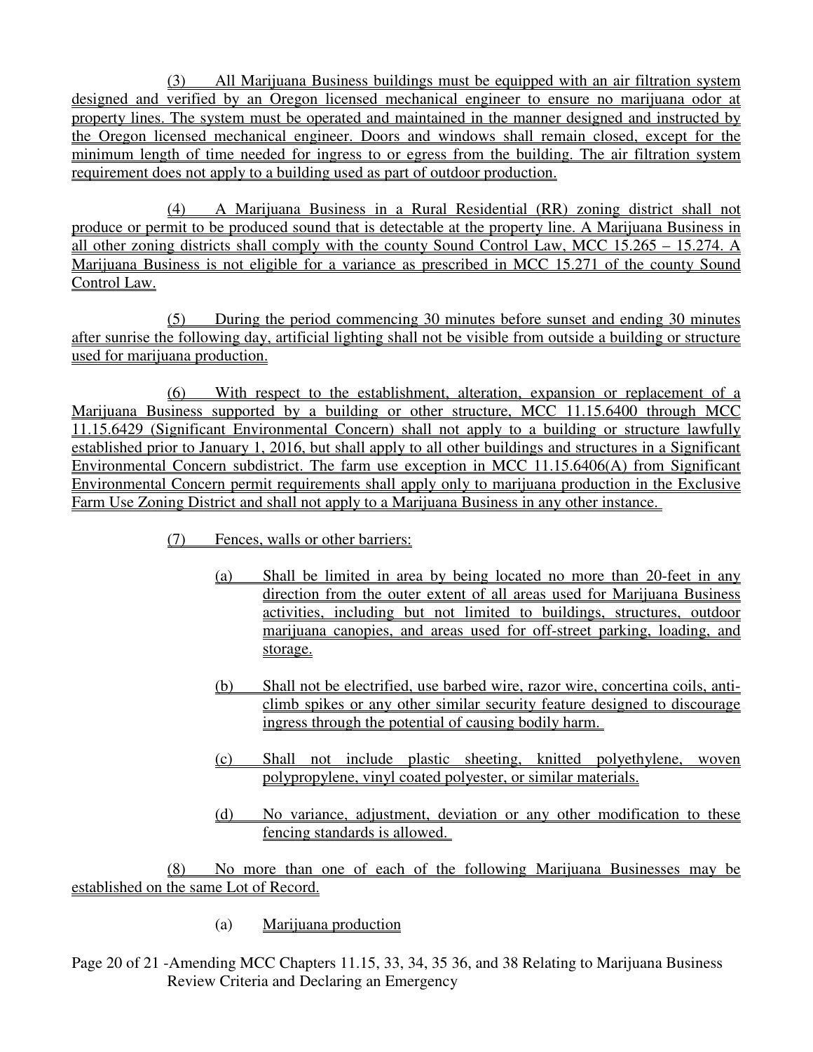(3) All Marijuana Business buildings must be equipped with an air filtration system designed and verified by an Oregon licensed mechanical engineer to ensure no marijuana odor at property lines. The system must be operated and maintained in the manner designed and instructed by the Oregon licensed mechanical engineer. Doors and windows shall remain closed, except for the minimum length of time needed for ingress to or egress from the building. The air filtration system requirement does not apply to a building used as part of outdoor production.

(4) A Marijuana Business in a Rural Residential (RR) zoning district shall not produce or permit to be produced sound that is detectable at the property line. A Marijuana Business in all other zoning districts shall comply with the county Sound Control Law, MCC 15.265 – 15.274. A Marijuana Business is not eligible for a variance as prescribed in MCC 15.271 of the county Sound Control Law.

(5) During the period commencing 30 minutes before sunset and ending 30 minutes after sunrise the following day, artificial lighting shall not be visible from outside a building or structure used for marijuana production.

(6) With respect to the establishment, alteration, expansion or replacement of a Marijuana Business supported by a building or other structure, MCC 11.15.6400 through MCC 11.15.6429 (Significant Environmental Concern) shall not apply to a building or structure lawfully established prior to January 1, 2016, but shall apply to all other buildings and structures in a Significant Environmental Concern subdistrict. The farm use exception in MCC 11.15.6406(A) from Significant Environmental Concern permit requirements shall apply only to marijuana production in the Exclusive Farm Use Zoning District and shall not apply to a Marijuana Business in any other instance.

(7) Fences, walls or other barriers:

(a) Shall be limited in area by being located no more than 20-feet in any direction from the outer extent of all areas used for Marijuana Business activities, including but not limited to buildings, structures, outdoor marijuana canopies, and areas used for off-street parking, loading, and storage.

(b) Shall not be electrified, use barbed wire, razor wire, concertina coils, anti-climb spikes or any other similar security feature designed to discourage ingress through the potential of causing bodily harm.

(c) Shall not include plastic sheeting, knitted polyethylene, woven polypropylene, vinyl coated polyester, or similar materials.

(d) No variance, adjustment, deviation or any other modification to these fencing standards is allowed.

(8) No more than one of each of the following Marijuana Businesses may be established on the same Lot of Record.

(a) Marijuana production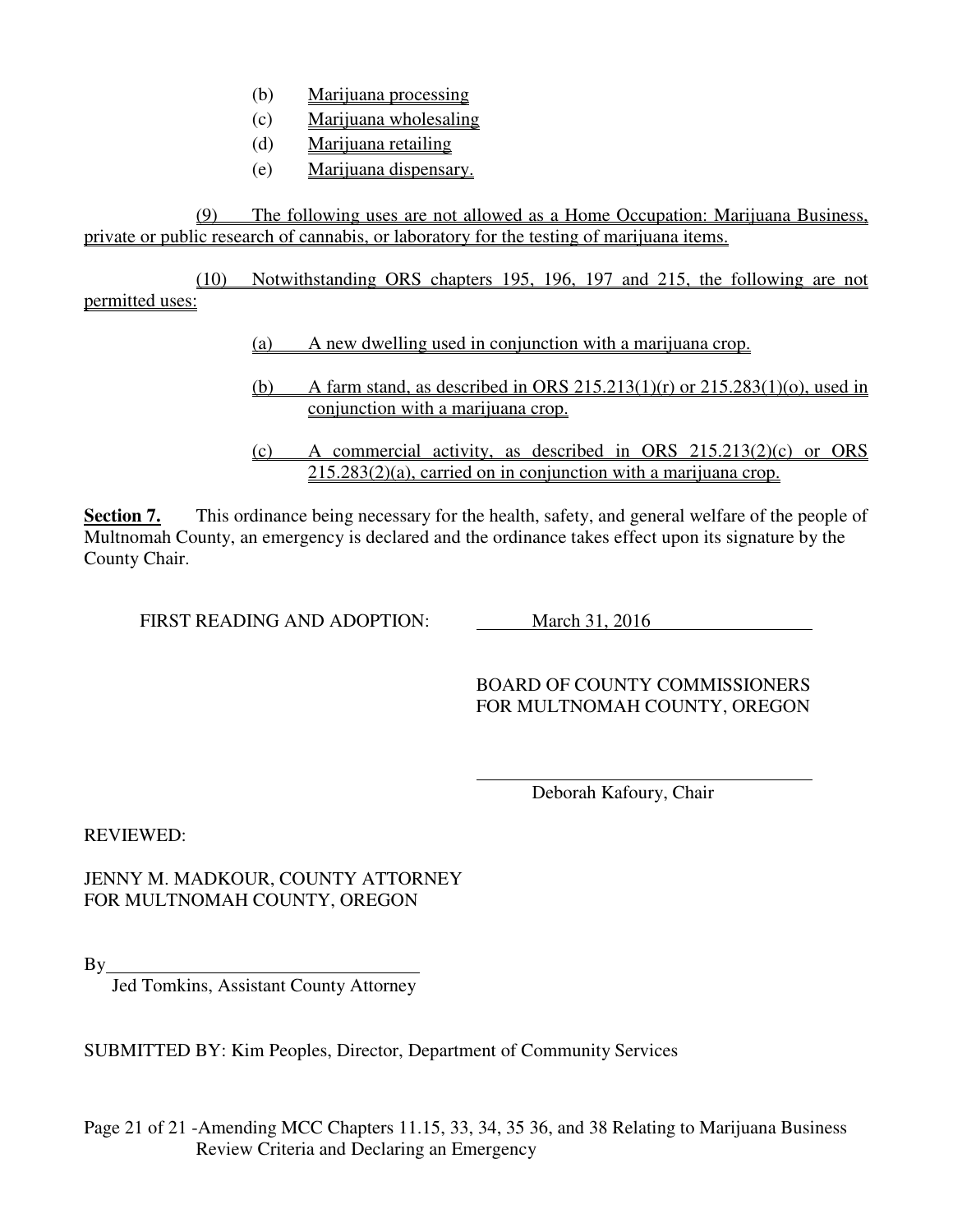(b) Marijuana processing

(c) Marijuana wholesaling

(d) Marijuana retailing

(e) Marijuana dispensary.

(9) The following uses are not allowed as a Home Occupation: Marijuana Business, private or public research of cannabis, or laboratory for the testing of marijuana items.

(10) Notwithstanding ORS chapters 195, 196, 197 and 215, the following are not permitted uses:

(a) A new dwelling used in conjunction with a marijuana crop.

(b) A farm stand, as described in ORS 215.213(1)(r) or 215.283(1)(o), used in conjunction with a marijuana crop.

(c) A commercial activity, as described in ORS 215.213(2)(c) or ORS 215.283(2)(a), carried on in conjunction with a marijuana crop.

**Section 7.** This ordinance being necessary for the health, safety, and general welfare of the people of Multnomah County, an emergency is declared and the ordinance takes effect upon its signature by the County Chair.

FIRST READING AND ADOPTION: March 31, 2016

BOARD OF COUNTY COMMISSIONERS
FOR MULTNOMAH COUNTY, OREGON

Deborah Kafoury, Chair

REVIEWED:

JENNY M. MADKOUR, COUNTY ATTORNEY
FOR MULTNOMAH COUNTY, OREGON

By

Jed Tomkins, Assistant County Attorney

SUBMITTED BY: Kim Peoples, Director, Department of Community Services